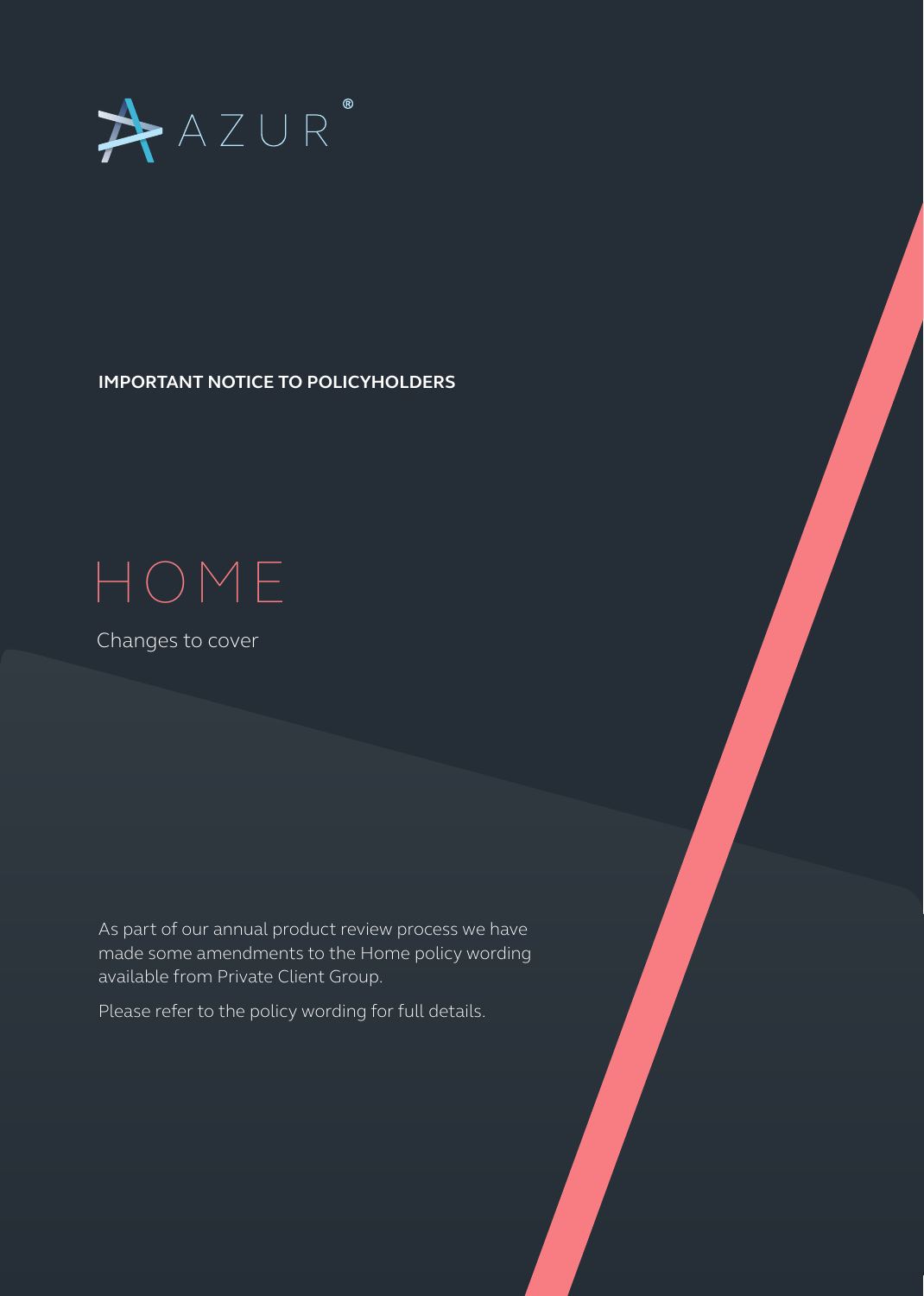AZUR®

**IMPORTANT NOTICE TO POLICYHOLDERS**

# HOME

Changes to cover

As part of our annual product review process we have made some amendments to the Home policy wording available from Private Client Group.

Please refer to the policy wording for full details.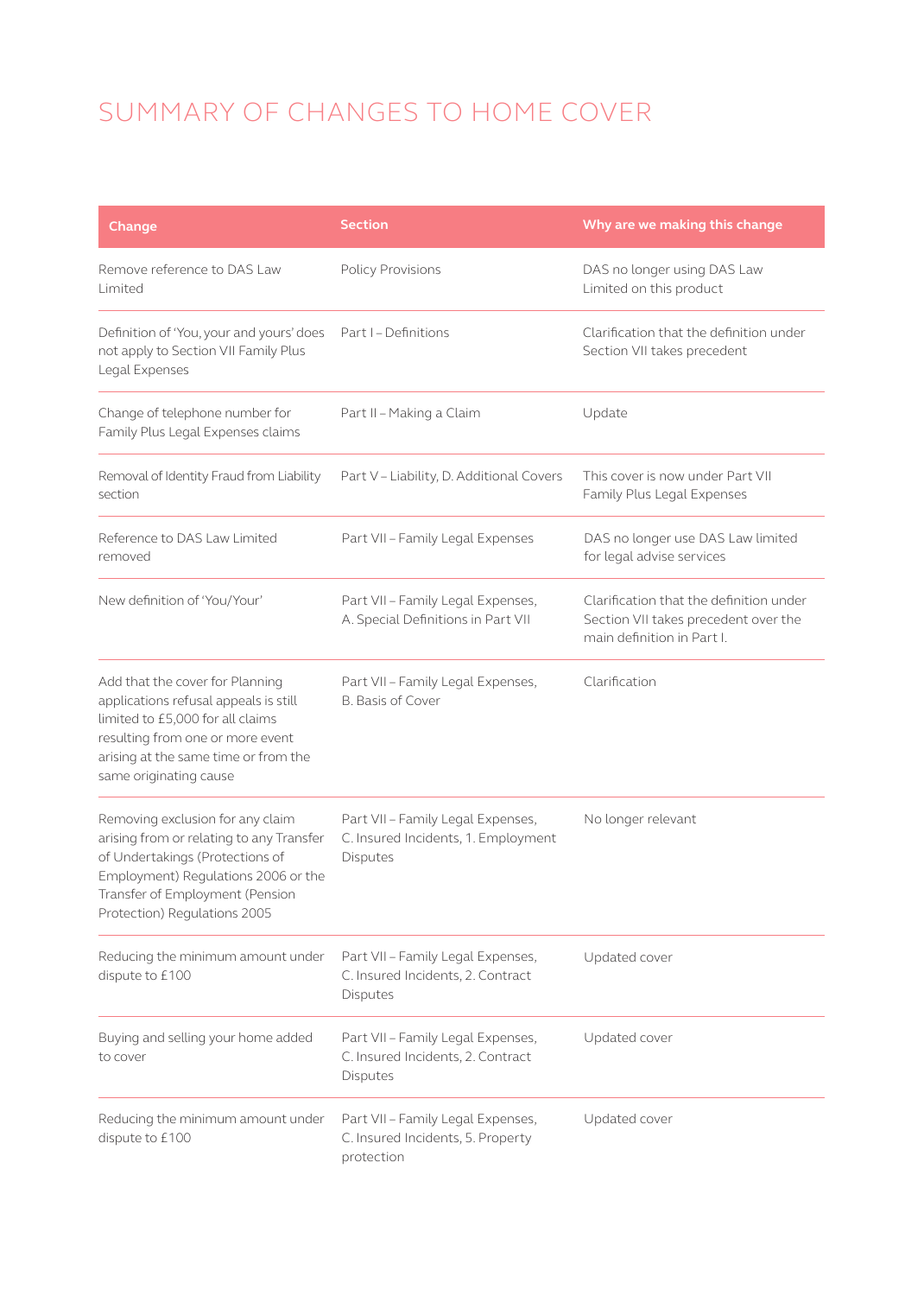# SUMMARY OF CHANGES TO HOME COVER

| Change | Section | Why are we making this change |
|---|---|---|
| Remove reference to DAS Law Limited | Policy Provisions | DAS no longer using DAS Law Limited on this product |
| Definition of 'You, your and yours' does not apply to Section VII Family Plus Legal Expenses | Part I – Definitions | Clarification that the definition under Section VII takes precedent |
| Change of telephone number for Family Plus Legal Expenses claims | Part II – Making a Claim | Update |
| Removal of Identity Fraud from Liability section | Part V – Liability, D. Additional Covers | This cover is now under Part VII Family Plus Legal Expenses |
| Reference to DAS Law Limited removed | Part VII – Family Legal Expenses | DAS no longer use DAS Law limited for legal advise services |
| New definition of 'You/Your' | Part VII – Family Legal Expenses, A. Special Definitions in Part VII | Clarification that the definition under Section VII takes precedent over the main definition in Part I. |
| Add that the cover for Planning applications refusal appeals is still limited to £5,000 for all claims resulting from one or more event arising at the same time or from the same originating cause | Part VII – Family Legal Expenses, B. Basis of Cover | Clarification |
| Removing exclusion for any claim arising from or relating to any Transfer of Undertakings (Protections of Employment) Regulations 2006 or the Transfer of Employment (Pension Protection) Regulations 2005 | Part VII – Family Legal Expenses, C. Insured Incidents, 1. Employment Disputes | No longer relevant |
| Reducing the minimum amount under dispute to £100 | Part VII – Family Legal Expenses, C. Insured Incidents, 2. Contract Disputes | Updated cover |
| Buying and selling your home added to cover | Part VII – Family Legal Expenses, C. Insured Incidents, 2. Contract Disputes | Updated cover |
| Reducing the minimum amount under dispute to £100 | Part VII – Family Legal Expenses, C. Insured Incidents, 5. Property protection | Updated cover |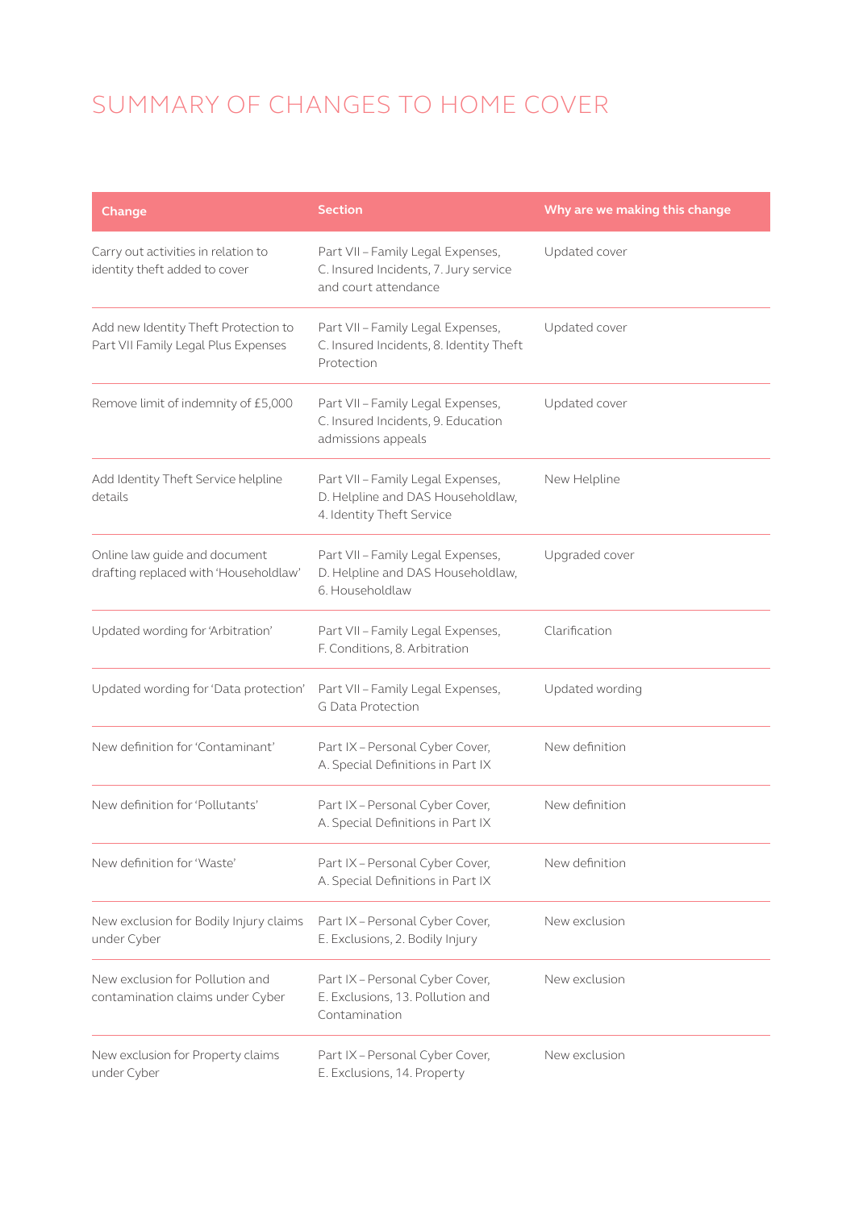# SUMMARY OF CHANGES TO HOME COVER

| Change | Section | Why are we making this change |
|---|---|---|
| Carry out activities in relation to identity theft added to cover | Part VII – Family Legal Expenses, C. Insured Incidents, 7. Jury service and court attendance | Updated cover |
| Add new Identity Theft Protection to Part VII Family Legal Plus Expenses | Part VII – Family Legal Expenses, C. Insured Incidents, 8. Identity Theft Protection | Updated cover |
| Remove limit of indemnity of £5,000 | Part VII – Family Legal Expenses, C. Insured Incidents, 9. Education admissions appeals | Updated cover |
| Add Identity Theft Service helpline details | Part VII – Family Legal Expenses, D. Helpline and DAS Householdlaw, 4. Identity Theft Service | New Helpline |
| Online law guide and document drafting replaced with 'Householdlaw' | Part VII – Family Legal Expenses, D. Helpline and DAS Householdlaw, 6. Householdlaw | Upgraded cover |
| Updated wording for 'Arbitration' | Part VII – Family Legal Expenses, F. Conditions, 8. Arbitration | Clarification |
| Updated wording for 'Data protection' | Part VII – Family Legal Expenses, G Data Protection | Updated wording |
| New definition for 'Contaminant' | Part IX – Personal Cyber Cover, A. Special Definitions in Part IX | New definition |
| New definition for 'Pollutants' | Part IX – Personal Cyber Cover, A. Special Definitions in Part IX | New definition |
| New definition for 'Waste' | Part IX – Personal Cyber Cover, A. Special Definitions in Part IX | New definition |
| New exclusion for Bodily Injury claims under Cyber | Part IX – Personal Cyber Cover, E. Exclusions, 2. Bodily Injury | New exclusion |
| New exclusion for Pollution and contamination claims under Cyber | Part IX – Personal Cyber Cover, E. Exclusions, 13. Pollution and Contamination | New exclusion |
| New exclusion for Property claims under Cyber | Part IX – Personal Cyber Cover, E. Exclusions, 14. Property | New exclusion |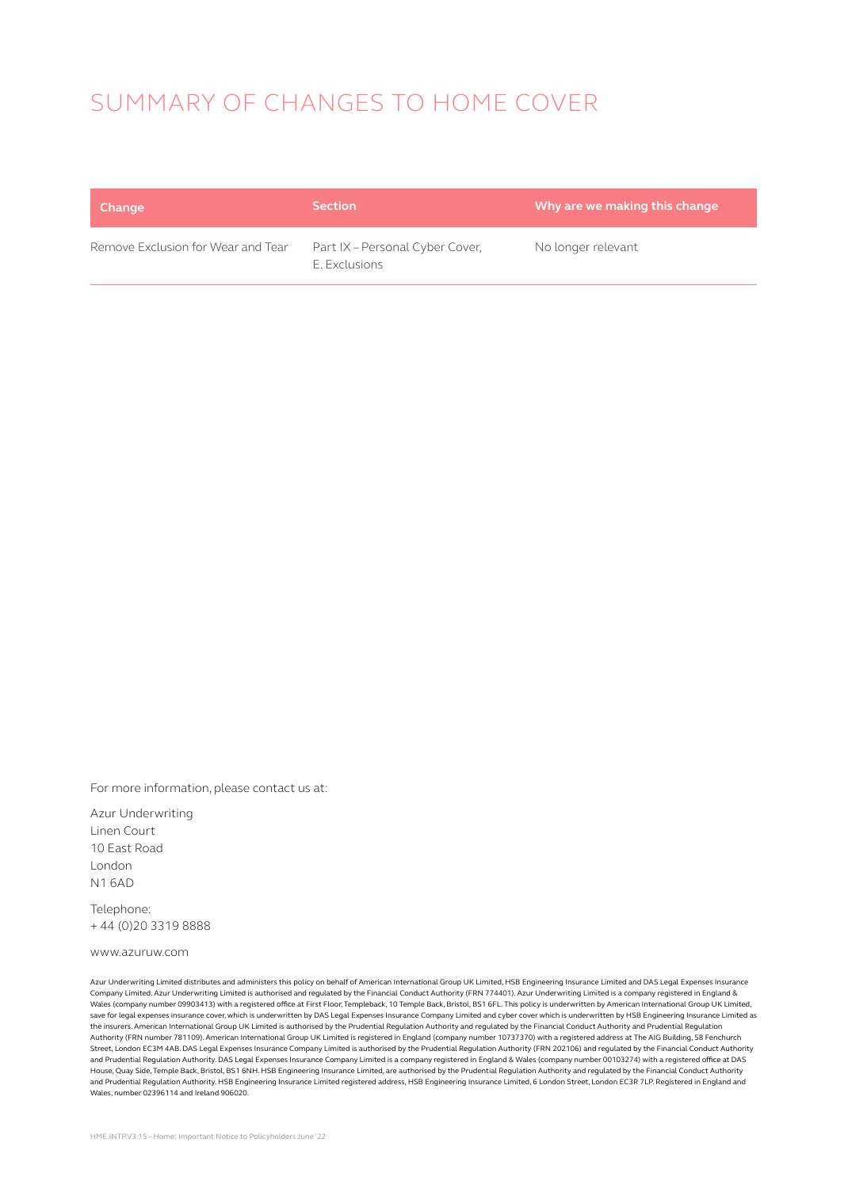# SUMMARY OF CHANGES TO HOME COVER

| Change | Section | Why are we making this change |
| --- | --- | --- |
| Remove Exclusion for Wear and Tear | Part IX – Personal Cyber Cover, E. Exclusions | No longer relevant |

For more information, please contact us at:

Azur Underwriting
Linen Court
10 East Road
London
N1 6AD

Telephone:
+ 44 (0)20 3319 8888

www.azuruw.com

Azur Underwriting Limited distributes and administers this policy on behalf of American International Group UK Limited, HSB Engineering Insurance Limited and DAS Legal Expenses Insurance Company Limited. Azur Underwriting Limited is authorised and regulated by the Financial Conduct Authority (FRN 774401). Azur Underwriting Limited is a company registered in England & Wales (company number 09903413) with a registered office at First Floor, Templeback, 10 Temple Back, Bristol, BS1 6FL. This policy is underwritten by American International Group UK Limited, save for legal expenses insurance cover, which is underwritten by DAS Legal Expenses Insurance Company Limited and cyber cover which is underwritten by HSB Engineering Insurance Limited as the insurers. American International Group UK Limited is authorised by the Prudential Regulation Authority and regulated by the Financial Conduct Authority and Prudential Regulation Authority (FRN number 781109). American International Group UK Limited is registered in England (company number 10737370) with a registered address at The AIG Building, 58 Fenchurch Street, London EC3M 4AB. DAS Legal Expenses Insurance Company Limited is authorised by the Prudential Regulation Authority (FRN 202106) and regulated by the Financial Conduct Authority and Prudential Regulation Authority. DAS Legal Expenses Insurance Company Limited is a company registered in England & Wales (company number 00103274) with a registered office at DAS House, Quay Side, Temple Back, Bristol, BS1 6NH. HSB Engineering Insurance Limited, are authorised by the Prudential Regulation Authority and regulated by the Financial Conduct Authority and Prudential Regulation Authority. HSB Engineering Insurance Limited registered address, HSB Engineering Insurance Limited, 6 London Street, London EC3R 7LP. Registered in England and Wales, number 02396114 and Ireland 906020.

HME.INTP.V3.15 – Home: Important Notice to Policyholders June '22